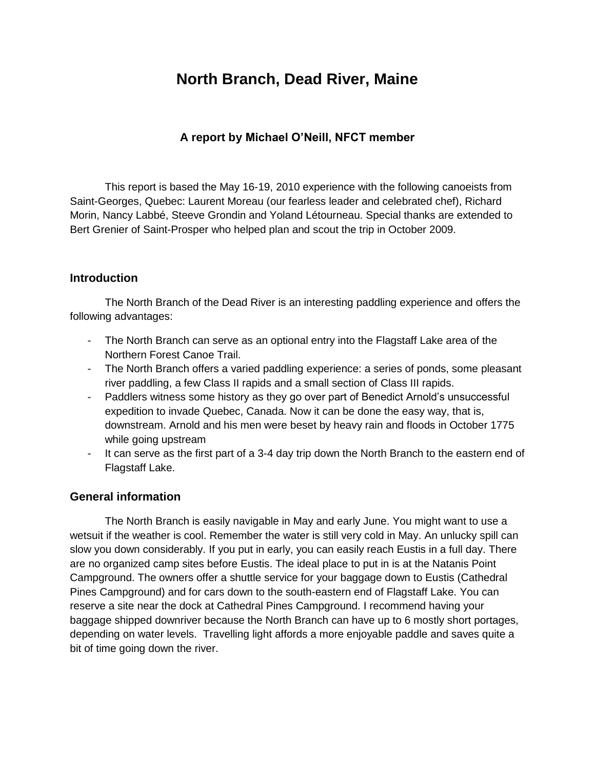# North Branch, Dead River, Maine

### A report by Michael O'Neill, NFCT member

This report is based the May 16-19, 2010 experience with the following canoeists from Saint-Georges, Quebec: Laurent Moreau (our fearless leader and celebrated chef), Richard Morin, Nancy Labbé, Steeve Grondin and Yoland Létourneau. Special thanks are extended to Bert Grenier of Saint-Prosper who helped plan and scout the trip in October 2009.

## Introduction

The North Branch of the Dead River is an interesting paddling experience and offers the following advantages:

- The North Branch can serve as an optional entry into the Flagstaff Lake area of the Northern Forest Canoe Trail.
- The North Branch offers a varied paddling experience: a series of ponds, some pleasant river paddling, a few Class II rapids and a small section of Class III rapids.
- Paddlers witness some history as they go over part of Benedict Arnold's unsuccessful expedition to invade Quebec, Canada. Now it can be done the easy way, that is, downstream. Arnold and his men were beset by heavy rain and floods in October 1775 while going upstream
- It can serve as the first part of a 3-4 day trip down the North Branch to the eastern end of Flagstaff Lake.

## General information

The North Branch is easily navigable in May and early June. You might want to use a wetsuit if the weather is cool. Remember the water is still very cold in May. An unlucky spill can slow you down considerably. If you put in early, you can easily reach Eustis in a full day. There are no organized camp sites before Eustis. The ideal place to put in is at the Natanis Point Campground. The owners offer a shuttle service for your baggage down to Eustis (Cathedral Pines Campground) and for cars down to the south-eastern end of Flagstaff Lake. You can reserve a site near the dock at Cathedral Pines Campground. I recommend having your baggage shipped downriver because the North Branch can have up to 6 mostly short portages, depending on water levels. Travelling light affords a more enjoyable paddle and saves quite a bit of time going down the river.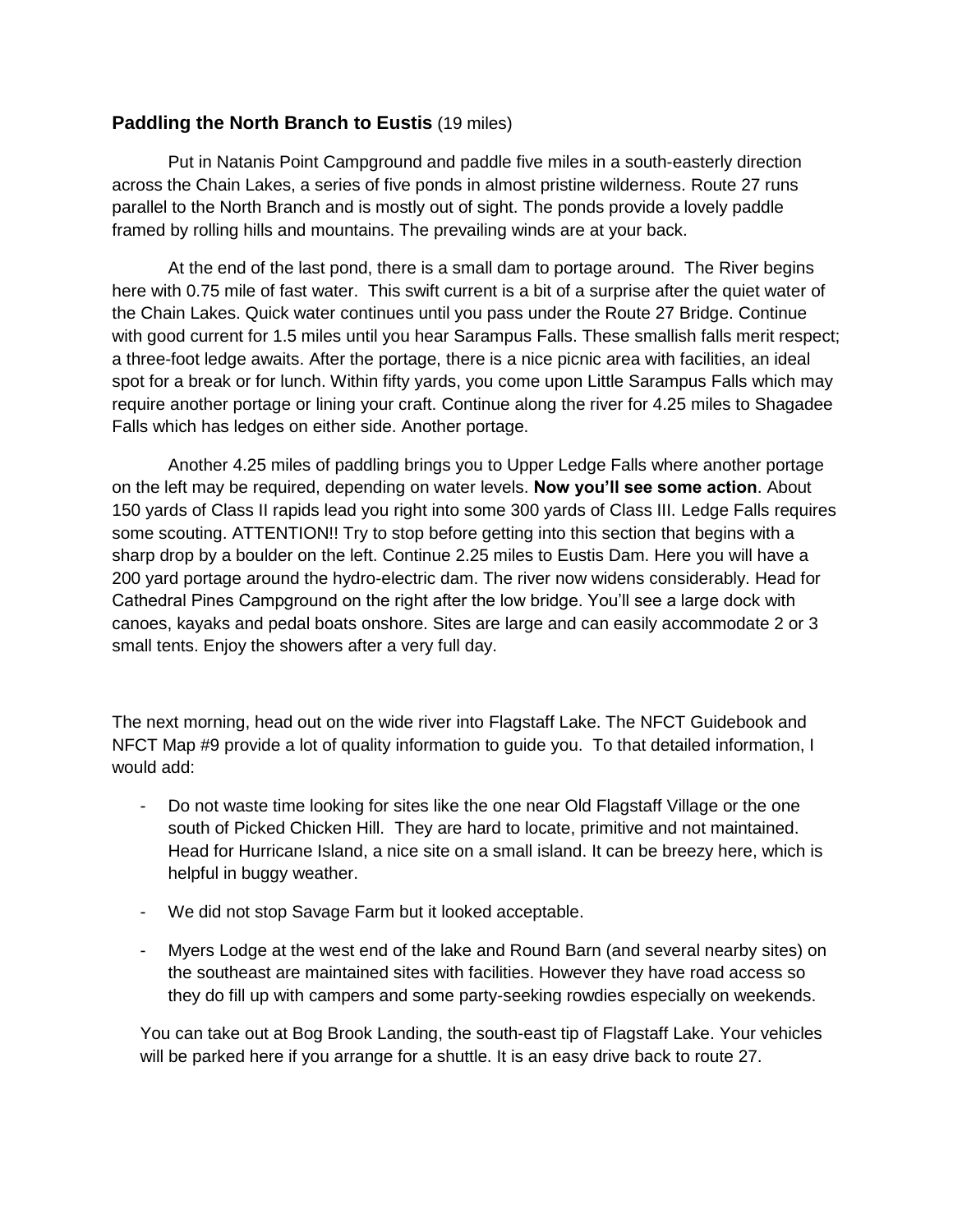### **Paddling the North Branch to Eustis** (19 miles)

Put in Natanis Point Campground and paddle five miles in a south-easterly direction across the Chain Lakes, a series of five ponds in almost pristine wilderness. Route 27 runs parallel to the North Branch and is mostly out of sight. The ponds provide a lovely paddle framed by rolling hills and mountains. The prevailing winds are at your back.

At the end of the last pond, there is a small dam to portage around. The River begins here with 0.75 mile of fast water. This swift current is a bit of a surprise after the quiet water of the Chain Lakes. Quick water continues until you pass under the Route 27 Bridge. Continue with good current for 1.5 miles until you hear Sarampus Falls. These smallish falls merit respect; a three-foot ledge awaits. After the portage, there is a nice picnic area with facilities, an ideal spot for a break or for lunch. Within fifty yards, you come upon Little Sarampus Falls which may require another portage or lining your craft. Continue along the river for 4.25 miles to Shagadee Falls which has ledges on either side. Another portage.

Another 4.25 miles of paddling brings you to Upper Ledge Falls where another portage on the left may be required, depending on water levels. **Now you'll see some action**. About 150 yards of Class II rapids lead you right into some 300 yards of Class III. Ledge Falls requires some scouting. ATTENTION!! Try to stop before getting into this section that begins with a sharp drop by a boulder on the left. Continue 2.25 miles to Eustis Dam. Here you will have a 200 yard portage around the hydro-electric dam. The river now widens considerably. Head for Cathedral Pines Campground on the right after the low bridge. You'll see a large dock with canoes, kayaks and pedal boats onshore. Sites are large and can easily accommodate 2 or 3 small tents. Enjoy the showers after a very full day.

The next morning, head out on the wide river into Flagstaff Lake. The NFCT Guidebook and NFCT Map #9 provide a lot of quality information to guide you. To that detailed information, I would add:

- Do not waste time looking for sites like the one near Old Flagstaff Village or the one south of Picked Chicken Hill. They are hard to locate, primitive and not maintained. Head for Hurricane Island, a nice site on a small island. It can be breezy here, which is helpful in buggy weather.

- We did not stop Savage Farm but it looked acceptable.

- Myers Lodge at the west end of the lake and Round Barn (and several nearby sites) on the southeast are maintained sites with facilities. However they have road access so they do fill up with campers and some party-seeking rowdies especially on weekends.

You can take out at Bog Brook Landing, the south-east tip of Flagstaff Lake. Your vehicles will be parked here if you arrange for a shuttle. It is an easy drive back to route 27.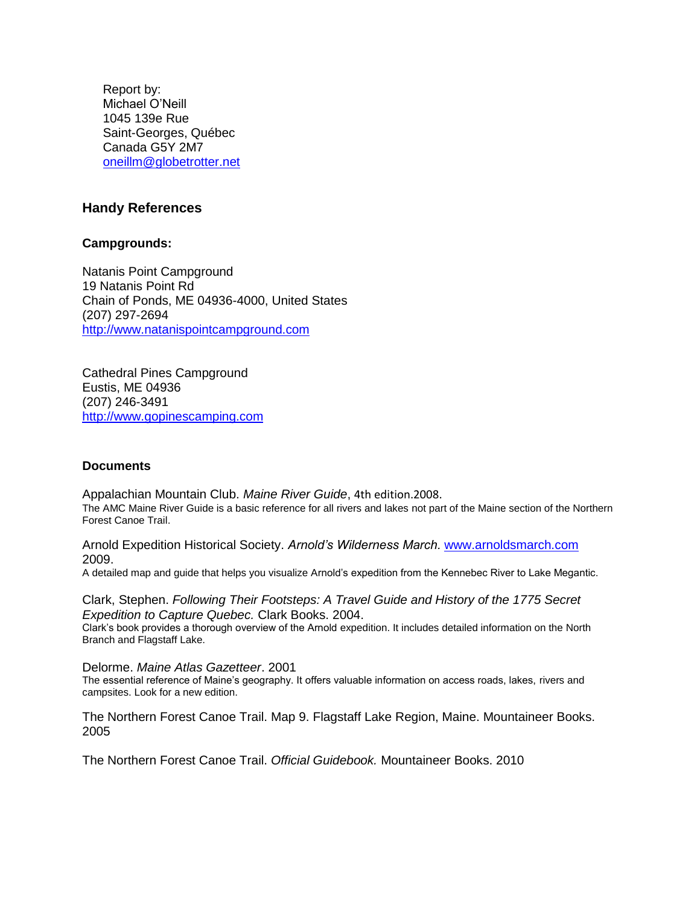Report by:
Michael O'Neill
1045 139e Rue
Saint-Georges, Québec
Canada G5Y 2M7
oneillm@globetrotter.net

## Handy References

### Campgrounds:

Natanis Point Campground
19 Natanis Point Rd
Chain of Ponds, ME 04936-4000, United States
(207) 297-2694
http://www.natanispointcampground.com

Cathedral Pines Campground
Eustis, ME 04936
(207) 246-3491
http://www.gopinescamping.com

### Documents

Appalachian Mountain Club. *Maine River Guide*, 4th edition.2008.
The AMC Maine River Guide is a basic reference for all rivers and lakes not part of the Maine section of the Northern Forest Canoe Trail.

Arnold Expedition Historical Society. *Arnold's Wilderness March.* www.arnoldsmarch.com 2009.
A detailed map and guide that helps you visualize Arnold's expedition from the Kennebec River to Lake Megantic.

Clark, Stephen. *Following Their Footsteps: A Travel Guide and History of the 1775 Secret Expedition to Capture Quebec.* Clark Books. 2004.
Clark's book provides a thorough overview of the Arnold expedition. It includes detailed information on the North Branch and Flagstaff Lake.

Delorme. *Maine Atlas Gazetteer*. 2001
The essential reference of Maine's geography. It offers valuable information on access roads, lakes, rivers and campsites. Look for a new edition.

The Northern Forest Canoe Trail. Map 9. Flagstaff Lake Region, Maine. Mountaineer Books. 2005

The Northern Forest Canoe Trail. *Official Guidebook.* Mountaineer Books. 2010